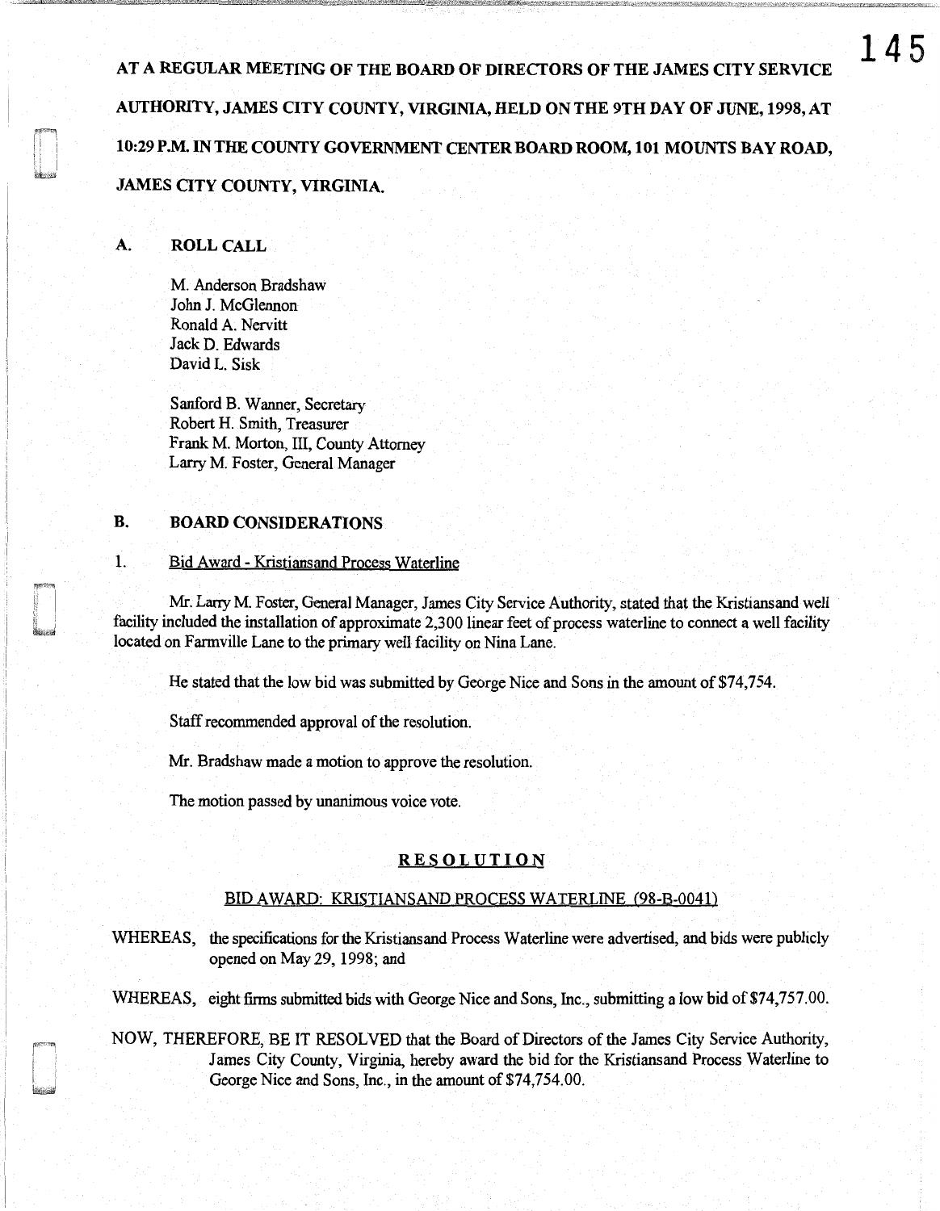AT A REGULAR MEETING OF THE BOARD OF DIRECTORS OF THE JAMES CITY SERVICE AUTHORITY, JAMES CITY COUNTY, VIRGINIA, HELD ON THE 9TH DAY OF JUNE, 1998, AT 10:29 P.M. IN THE COUNTY GOVERNMENT CENTER BOARD ROOM, 101 MOUNTS BAY ROAD, JAMES CITY COUNTY, VIRGINIA.

## A. ROLL CALL

M. Anderson Bradshaw
John J. McGlennon
Ronald A. Nervitt
Jack D. Edwards
David L. Sisk

Sanford B. Wanner, Secretary
Robert H. Smith, Treasurer
Frank M. Morton, III, County Attorney
Larry M. Foster, General Manager

## B. BOARD CONSIDERATIONS

1. Bid Award - Kristiansand Process Waterline

Mr. Larry M. Foster, General Manager, James City Service Authority, stated that the Kristiansand well facility included the installation of approximate 2,300 linear feet of process waterline to connect a well facility located on Farmville Lane to the primary well facility on Nina Lane.

He stated that the low bid was submitted by George Nice and Sons in the amount of $74,754.

Staff recommended approval of the resolution.

Mr. Bradshaw made a motion to approve the resolution.

The motion passed by unanimous voice vote.

### RESOLUTION

BID AWARD: KRISTIANSAND PROCESS WATERLINE (98-B-0041)

WHEREAS, the specifications for the Kristiansand Process Waterline were advertised, and bids were publicly opened on May 29, 1998; and

WHEREAS, eight firms submitted bids with George Nice and Sons, Inc., submitting a low bid of $74,757.00.

NOW, THEREFORE, BE IT RESOLVED that the Board of Directors of the James City Service Authority, James City County, Virginia, hereby award the bid for the Kristiansand Process Waterline to George Nice and Sons, Inc., in the amount of $74,754.00.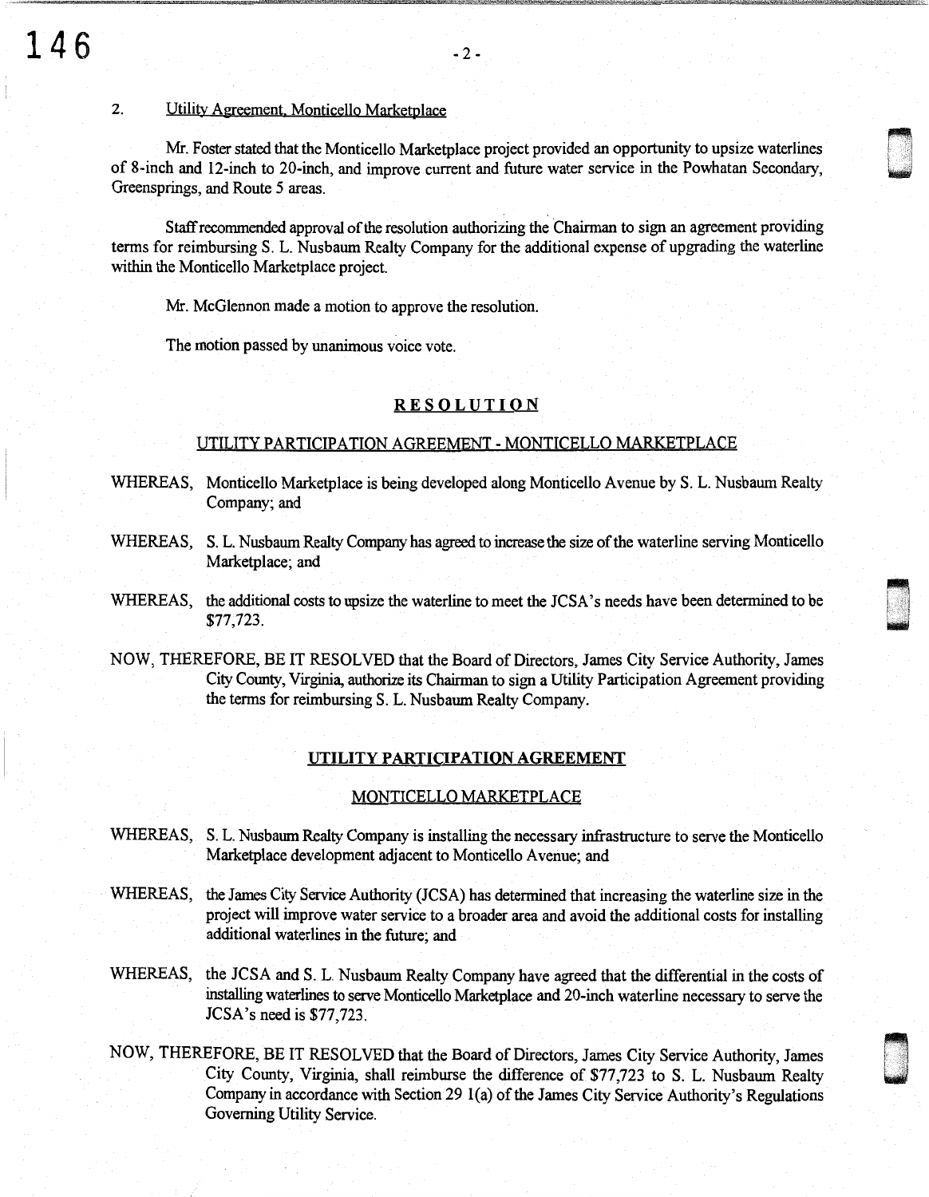2. Utility Agreement, Monticello Marketplace

Mr. Foster stated that the Monticello Marketplace project provided an opportunity to upsize waterlines of 8-inch and 12-inch to 20-inch, and improve current and future water service in the Powhatan Secondary, Greensprings, and Route 5 areas.

Staff recommended approval of the resolution authorizing the Chairman to sign an agreement providing terms for reimbursing S. L. Nusbaum Realty Company for the additional expense of upgrading the waterline within the Monticello Marketplace project.

Mr. McGlennon made a motion to approve the resolution.

The motion passed by unanimous voice vote.

## RESOLUTION

UTILITY PARTICIPATION AGREEMENT - MONTICELLO MARKETPLACE

WHEREAS, Monticello Marketplace is being developed along Monticello Avenue by S. L. Nusbaum Realty Company; and

WHEREAS, S. L. Nusbaum Realty Company has agreed to increase the size of the waterline serving Monticello Marketplace; and

WHEREAS, the additional costs to upsize the waterline to meet the JCSA's needs have been determined to be $77,723.

NOW, THEREFORE, BE IT RESOLVED that the Board of Directors, James City Service Authority, James City County, Virginia, authorize its Chairman to sign a Utility Participation Agreement providing the terms for reimbursing S. L. Nusbaum Realty Company.

## UTILITY PARTICIPATION AGREEMENT

MONTICELLO MARKETPLACE

WHEREAS, S. L. Nusbaum Realty Company is installing the necessary infrastructure to serve the Monticello Marketplace development adjacent to Monticello Avenue; and

WHEREAS, the James City Service Authority (JCSA) has determined that increasing the waterline size in the project will improve water service to a broader area and avoid the additional costs for installing additional waterlines in the future; and

WHEREAS, the JCSA and S. L. Nusbaum Realty Company have agreed that the differential in the costs of installing waterlines to serve Monticello Marketplace and 20-inch waterline necessary to serve the JCSA's need is $77,723.

NOW, THEREFORE, BE IT RESOLVED that the Board of Directors, James City Service Authority, James City County, Virginia, shall reimburse the difference of $77,723 to S. L. Nusbaum Realty Company in accordance with Section 29 1(a) of the James City Service Authority's Regulations Governing Utility Service.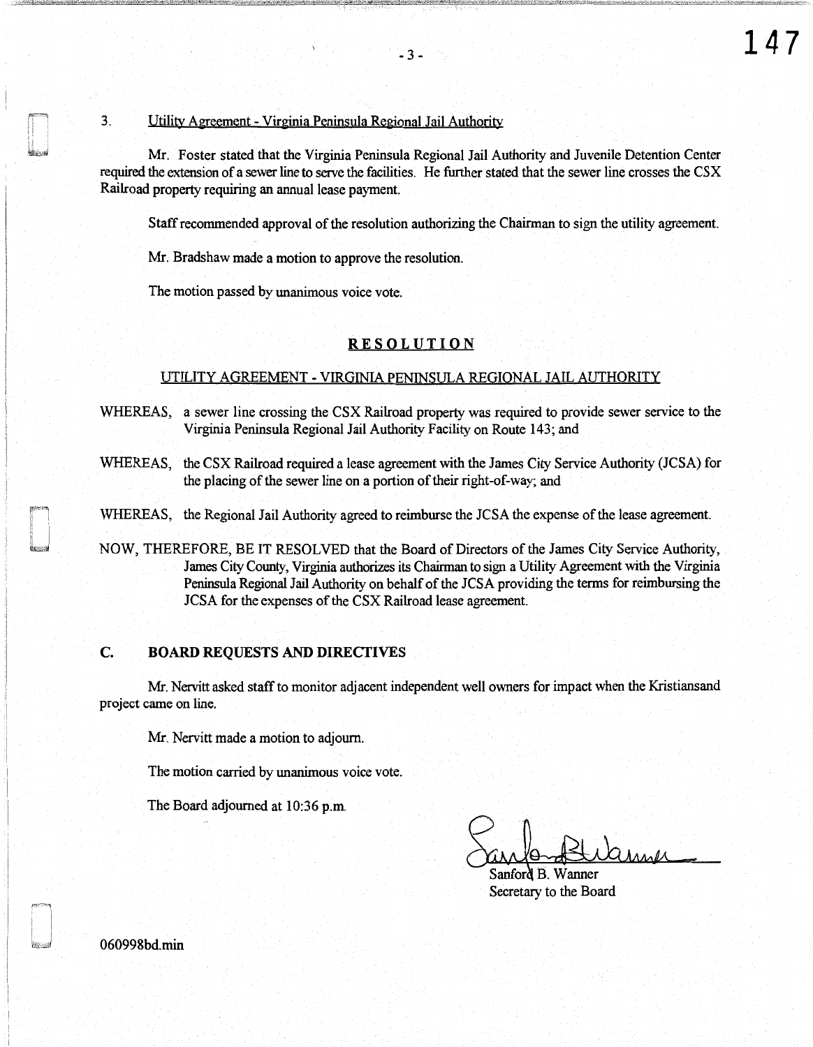3. Utility Agreement - Virginia Peninsula Regional Jail Authority

Mr. Foster stated that the Virginia Peninsula Regional Jail Authority and Juvenile Detention Center required the extension of a sewer line to serve the facilities. He further stated that the sewer line crosses the CSX Railroad property requiring an annual lease payment.

Staff recommended approval of the resolution authorizing the Chairman to sign the utility agreement.

Mr. Bradshaw made a motion to approve the resolution.

The motion passed by unanimous voice vote.

## RESOLUTION

UTILITY AGREEMENT - VIRGINIA PENINSULA REGIONAL JAIL AUTHORITY

WHEREAS, a sewer line crossing the CSX Railroad property was required to provide sewer service to the Virginia Peninsula Regional Jail Authority Facility on Route 143; and

WHEREAS, the CSX Railroad required a lease agreement with the James City Service Authority (JCSA) for the placing of the sewer line on a portion of their right-of-way; and

WHEREAS, the Regional Jail Authority agreed to reimburse the JCSA the expense of the lease agreement.

NOW, THEREFORE, BE IT RESOLVED that the Board of Directors of the James City Service Authority, James City County, Virginia authorizes its Chairman to sign a Utility Agreement with the Virginia Peninsula Regional Jail Authority on behalf of the JCSA providing the terms for reimbursing the JCSA for the expenses of the CSX Railroad lease agreement.

## C. BOARD REQUESTS AND DIRECTIVES

Mr. Nervitt asked staff to monitor adjacent independent well owners for impact when the Kristiansand project came on line.

Mr. Nervitt made a motion to adjourn.

The motion carried by unanimous voice vote.

The Board adjourned at 10:36 p.m.

Sanford B. Wanner
Secretary to the Board

060998bd.min